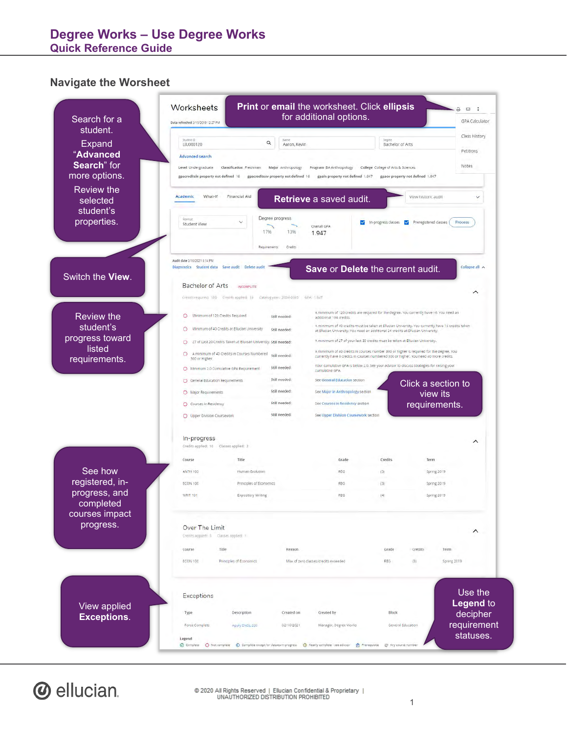# Degree Works – Use Degree Works
## Quick Reference Guide

### Navigate the Worsheet

Search for a student. Expand "**Advanced Search**" for more options. Review the selected student's properties.

Switch the **View**.

Review the student's progress toward listed requirements.

See how registered, in-progress, and completed courses impact progress.

View applied **Exceptions**.

**Print** or **email** the worksheet. Click **ellipsis** for additional options.

**Retrieve** a saved audit.

**Save** or **Delete** the current audit.

Click a section to view its requirements.

Use the **Legend** to decipher requirement statuses.

© 2020 All Rights Reserved | Ellucian Confidential & Proprietary | UNAUTHORIZED DISTRIBUTION PROHIBITED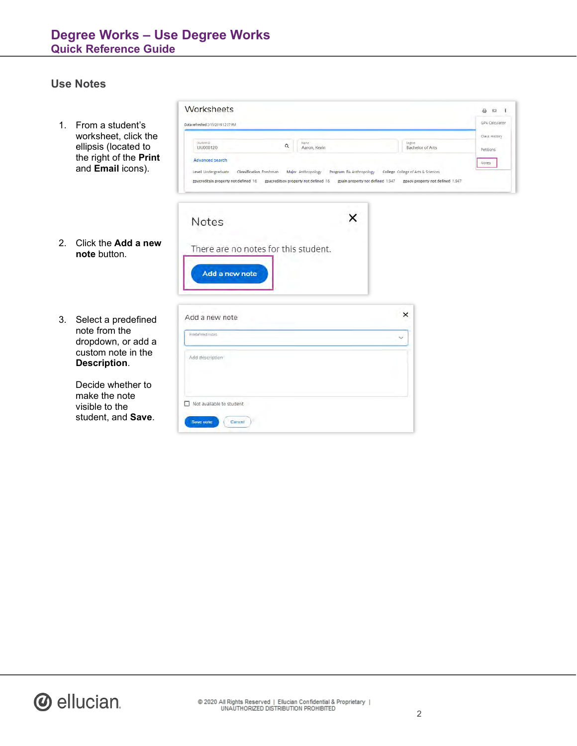## Use Notes

1. From a student's worksheet, click the ellipsis (located to the right of the **Print** and **Email** icons).

2. Click the **Add a new note** button.

3. Select a predefined note from the dropdown, or add a custom note in the **Description**.

   Decide whether to make the note visible to the student, and **Save**.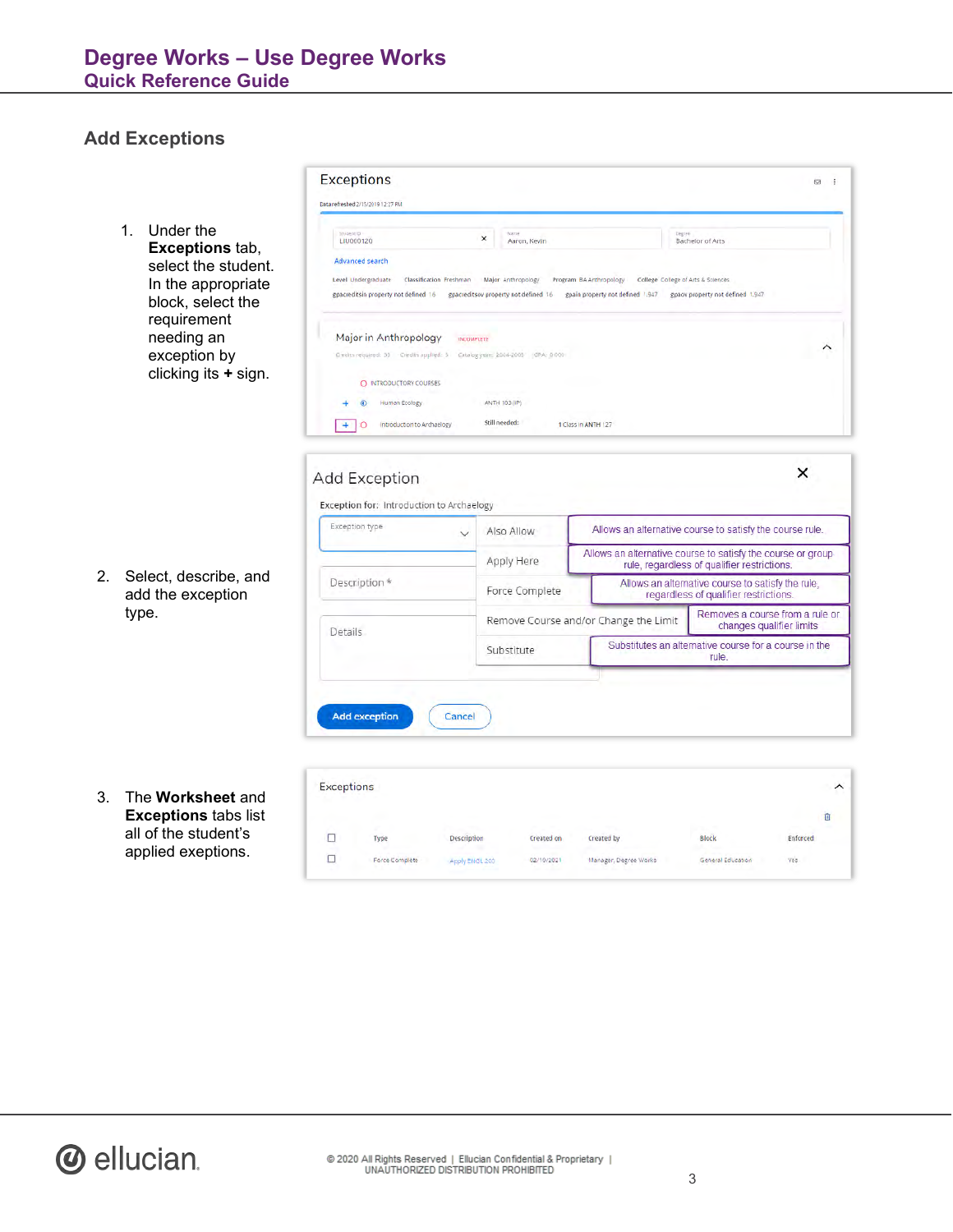## Add Exceptions

1. Under the **Exceptions** tab, select the student. In the appropriate block, select the requirement needing an exception by clicking its **+** sign.

2. Select, describe, and add the exception type.

3. The **Worksheet** and **Exceptions** tabs list all of the student's applied exeptions.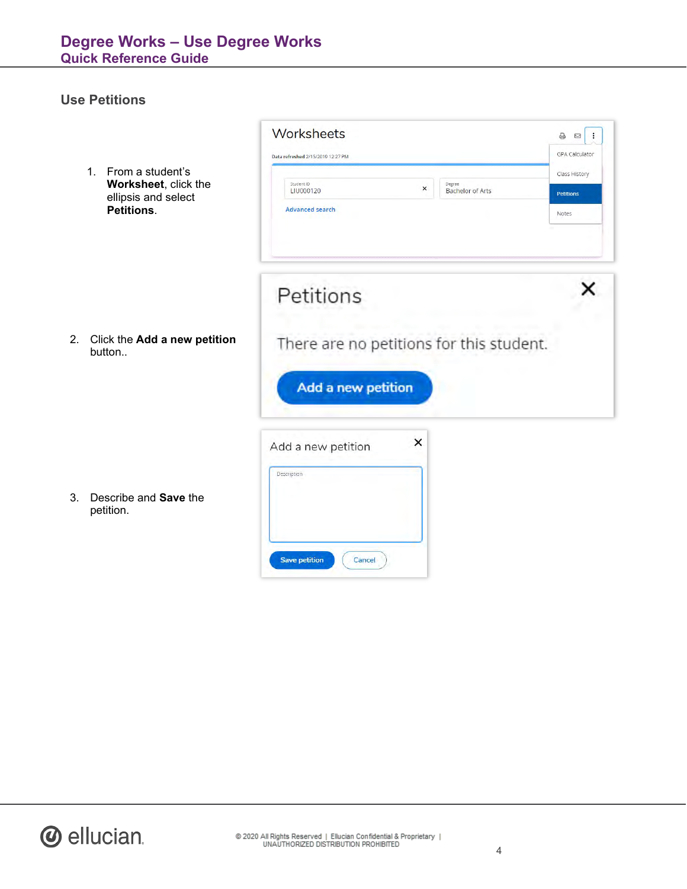## Use Petitions

1. From a student's **Worksheet**, click the ellipsis and select **Petitions**.
2. Click the **Add a new petition** button..
3. Describe and **Save** the petition.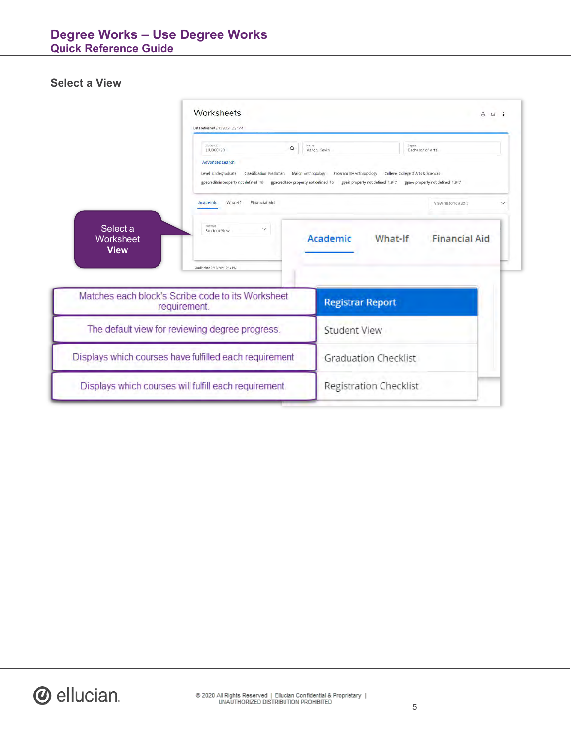## Select a View

Select a Worksheet **View**

| Description | View |
| --- | --- |
| Matches each block's Scribe code to its Worksheet requirement. | Registrar Report |
| The default view for reviewing degree progress. | Student View |
| Displays which courses have fulfilled each requirement | Graduation Checklist |
| Displays which courses will fulfill each requirement. | Registration Checklist |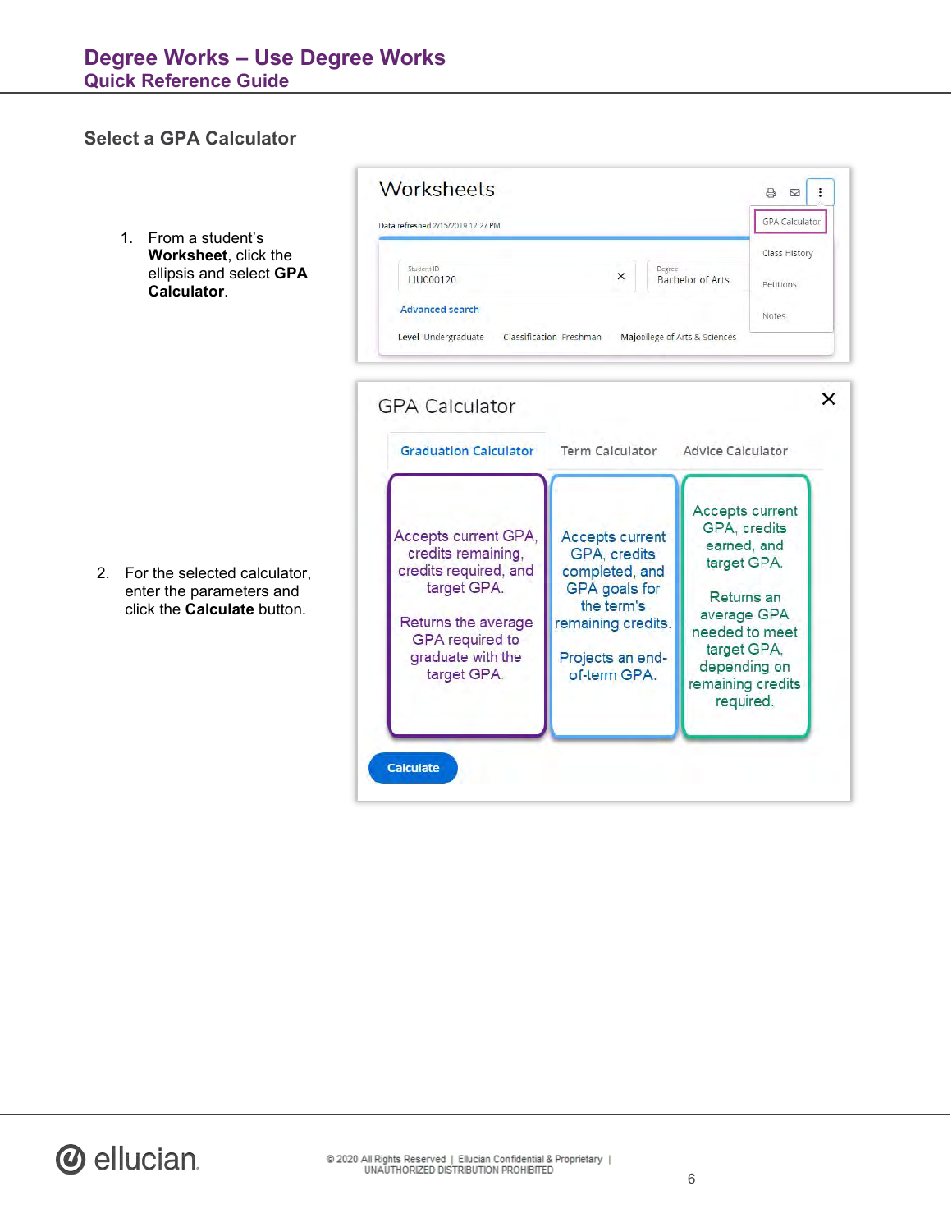## Select a GPA Calculator

1. From a student's **Worksheet**, click the ellipsis and select **GPA Calculator**.

2. For the selected calculator, enter the parameters and click the **Calculate** button.

**Graduation Calculator**: Accepts current GPA, credits remaining, credits required, and target GPA. Returns the average GPA required to graduate with the target GPA.

**Term Calculator**: Accepts current GPA, credits completed, and GPA goals for the term's remaining credits. Projects an end-of-term GPA.

**Advice Calculator**: Accepts current GPA, credits earned, and target GPA. Returns an average GPA needed to meet target GPA, depending on remaining credits required.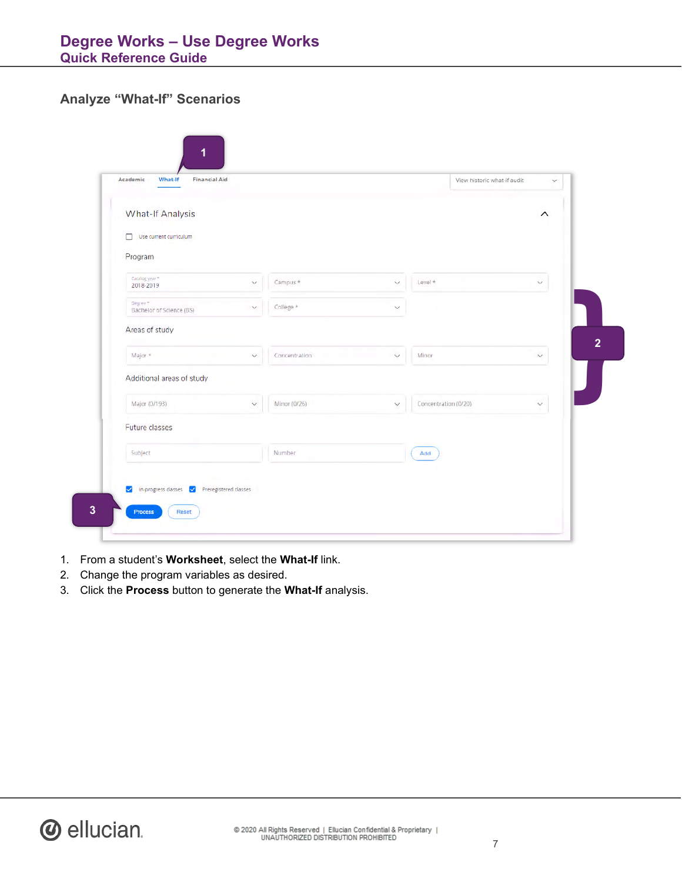## Analyze "What-If" Scenarios

1. From a student's **Worksheet**, select the **What-If** link.
2. Change the program variables as desired.
3. Click the **Process** button to generate the **What-If** analysis.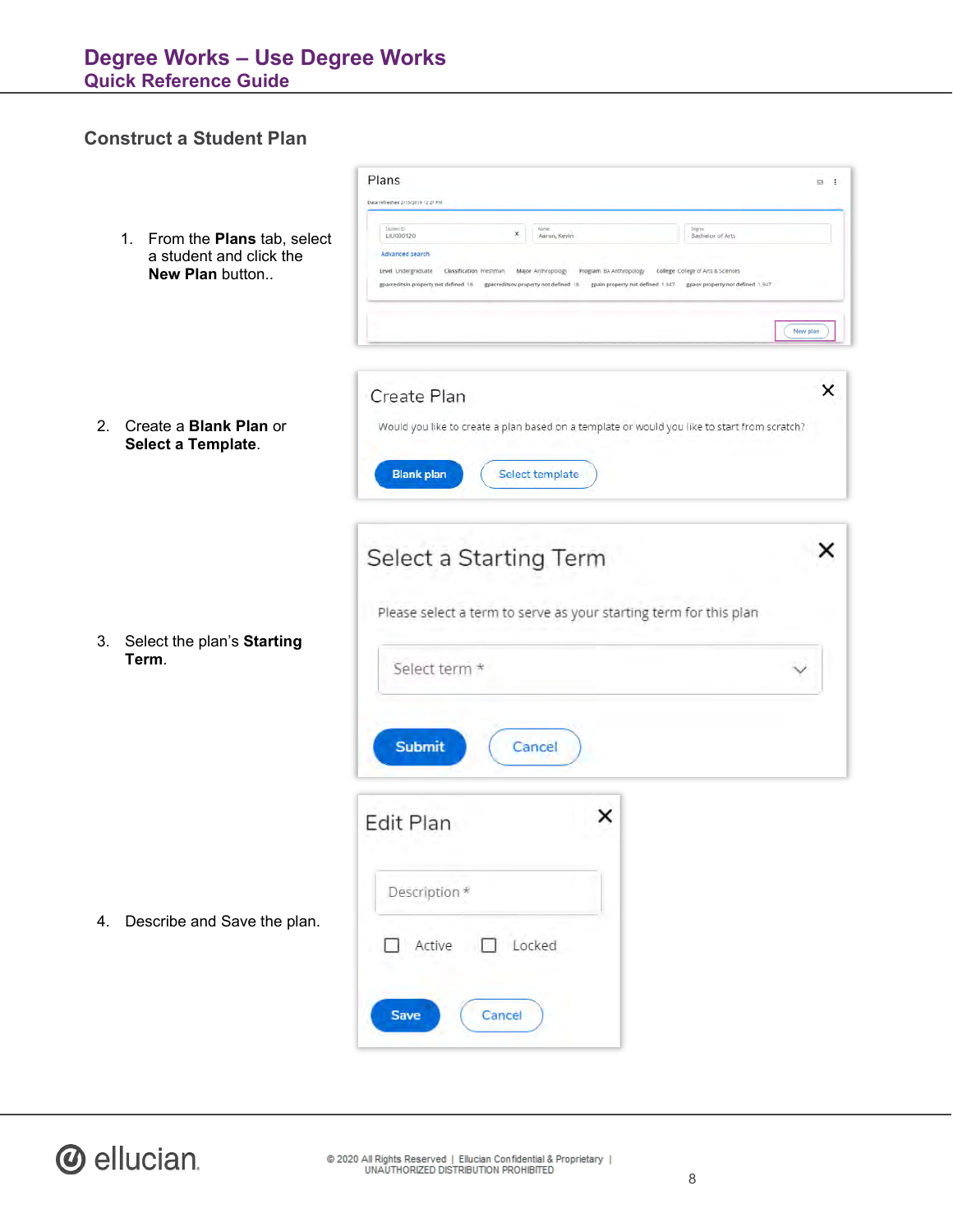## Construct a Student Plan

1. From the **Plans** tab, select a student and click the **New Plan** button..

2. Create a **Blank Plan** or **Select a Template**.

3. Select the plan's **Starting Term**.

4. Describe and Save the plan.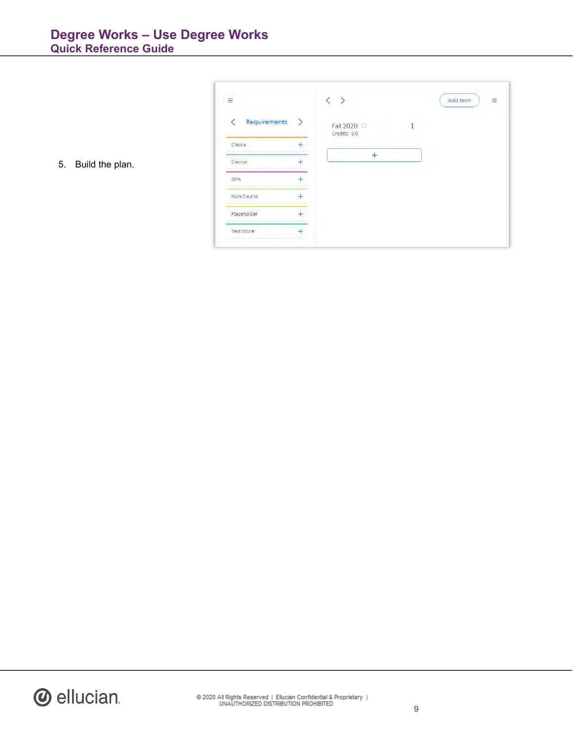5. Build the plan.